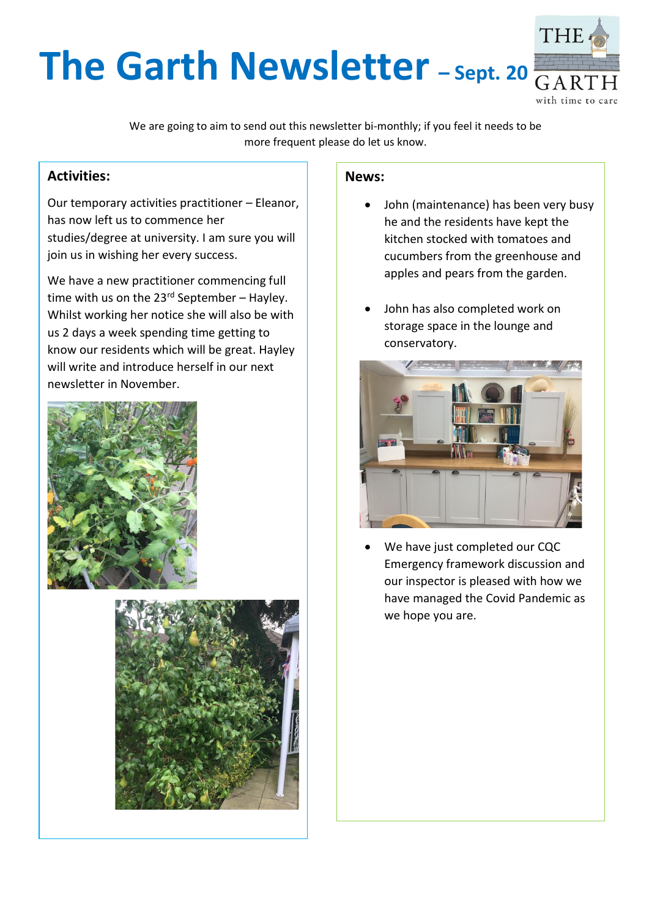# The Garth Newsletter – Sept. 20

We are going to aim to send out this newsletter bi-monthly; if you feel it needs to be more frequent please do let us know.

## Activities:

Our temporary activities practitioner – Eleanor, has now left us to commence her studies/degree at university. I am sure you will join us in wishing her every success.

We have a new practitioner commencing full time with us on the 23rd September – Hayley. Whilst working her notice she will also be with us 2 days a week spending time getting to know our residents which will be great. Hayley will write and introduce herself in our next newsletter in November.

## News:

- John (maintenance) has been very busy he and the residents have kept the kitchen stocked with tomatoes and cucumbers from the greenhouse and apples and pears from the garden.
- John has also completed work on storage space in the lounge and conservatory.
- We have just completed our CQC Emergency framework discussion and our inspector is pleased with how we have managed the Covid Pandemic as we hope you are.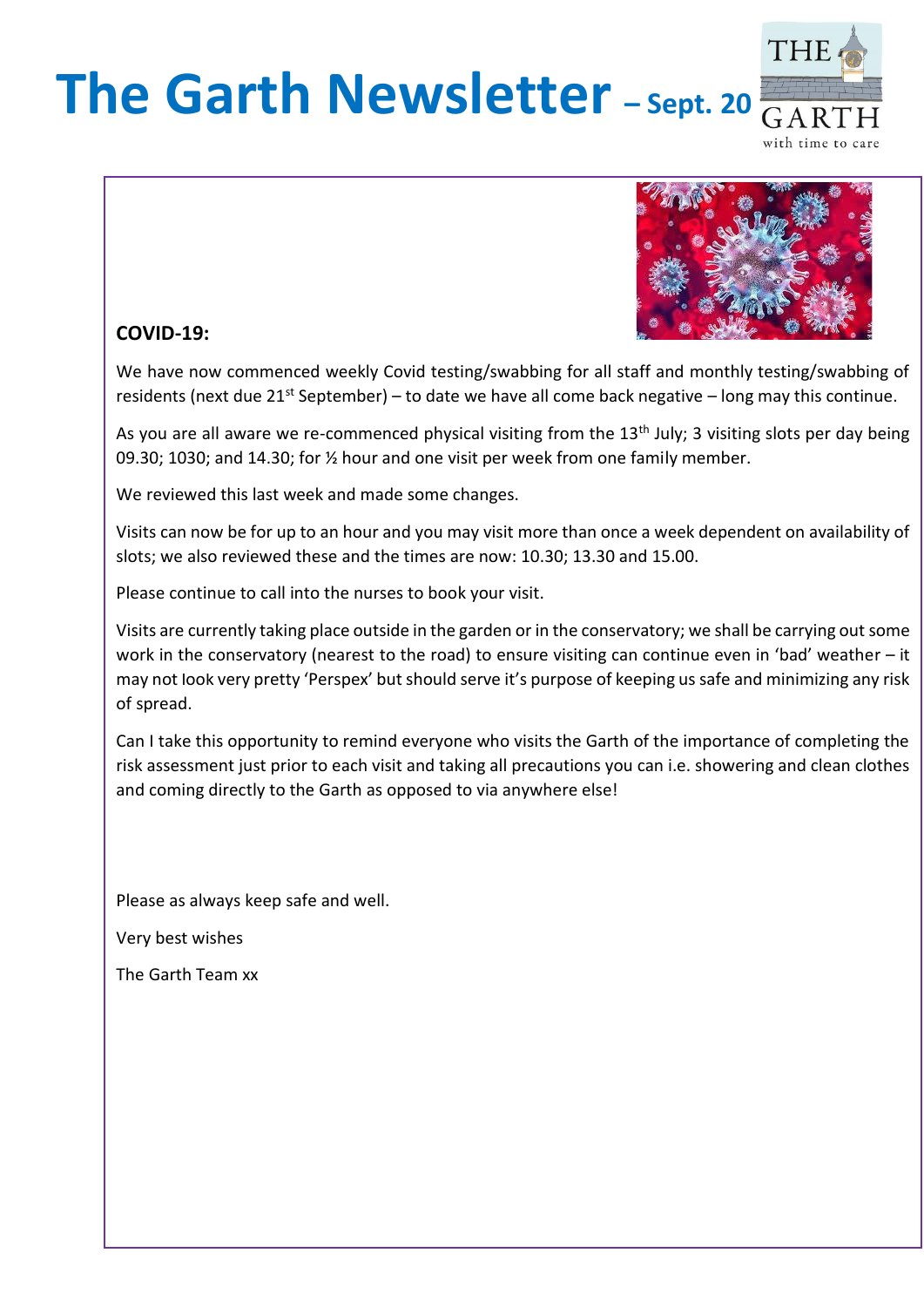# The Garth Newsletter – Sept. 20

**COVID-19:**

We have now commenced weekly Covid testing/swabbing for all staff and monthly testing/swabbing of residents (next due 21st September) – to date we have all come back negative – long may this continue.

As you are all aware we re-commenced physical visiting from the 13th July; 3 visiting slots per day being 09.30; 1030; and 14.30; for ½ hour and one visit per week from one family member.

We reviewed this last week and made some changes.

Visits can now be for up to an hour and you may visit more than once a week dependent on availability of slots; we also reviewed these and the times are now: 10.30; 13.30 and 15.00.

Please continue to call into the nurses to book your visit.

Visits are currently taking place outside in the garden or in the conservatory; we shall be carrying out some work in the conservatory (nearest to the road) to ensure visiting can continue even in 'bad' weather – it may not look very pretty 'Perspex' but should serve it's purpose of keeping us safe and minimizing any risk of spread.

Can I take this opportunity to remind everyone who visits the Garth of the importance of completing the risk assessment just prior to each visit and taking all precautions you can i.e. showering and clean clothes and coming directly to the Garth as opposed to via anywhere else!

Please as always keep safe and well.

Very best wishes

The Garth Team xx